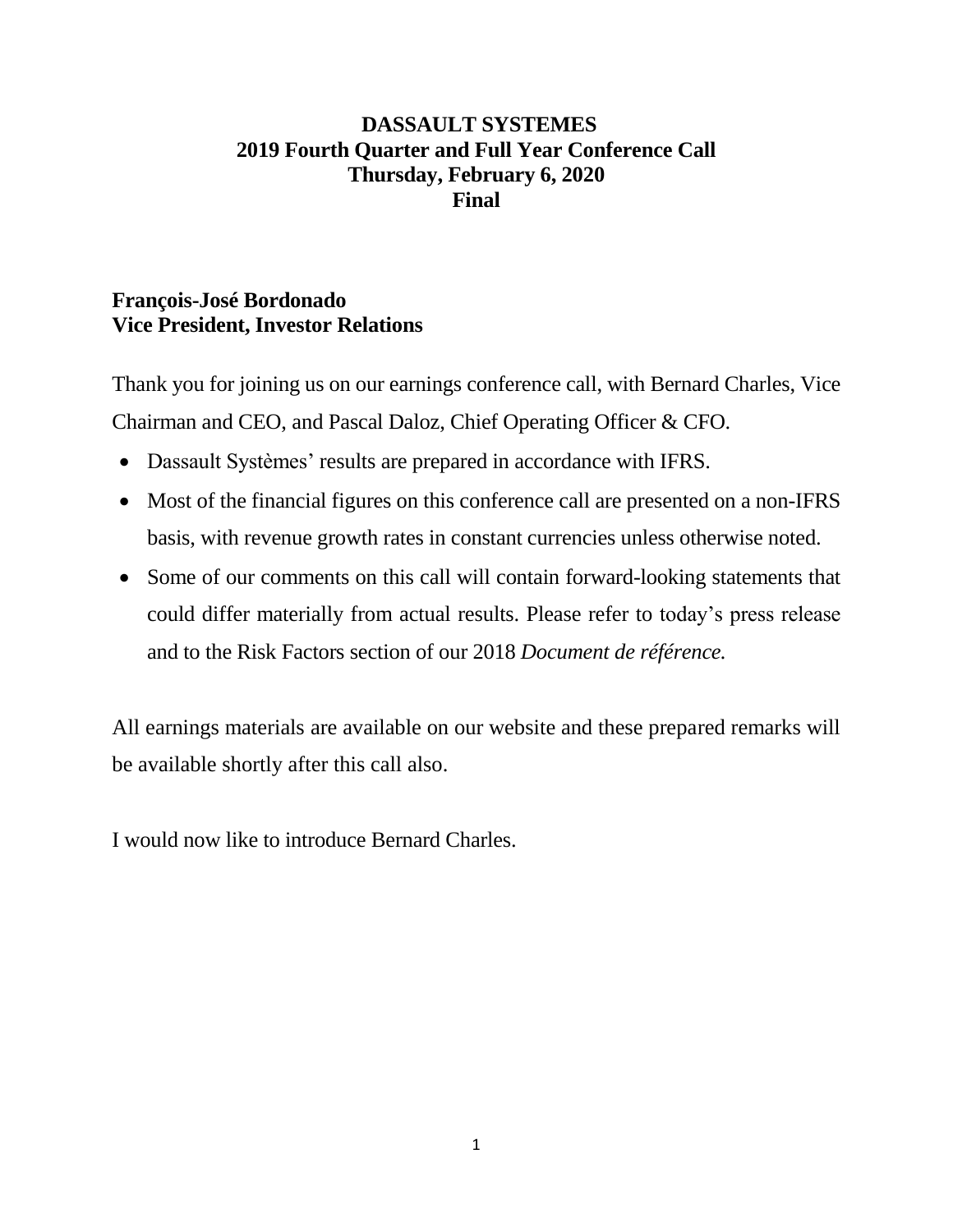# DASSAULT SYSTEMES
## 2019 Fourth Quarter and Full Year Conference Call
## Thursday, February 6, 2020
## Final

**François-José Bordonado**
**Vice President, Investor Relations**

Thank you for joining us on our earnings conference call, with Bernard Charles, Vice Chairman and CEO, and Pascal Daloz, Chief Operating Officer & CFO.

- Dassault Systèmes' results are prepared in accordance with IFRS.
- Most of the financial figures on this conference call are presented on a non-IFRS basis, with revenue growth rates in constant currencies unless otherwise noted.
- Some of our comments on this call will contain forward-looking statements that could differ materially from actual results. Please refer to today's press release and to the Risk Factors section of our 2018 *Document de référence.*

All earnings materials are available on our website and these prepared remarks will be available shortly after this call also.

I would now like to introduce Bernard Charles.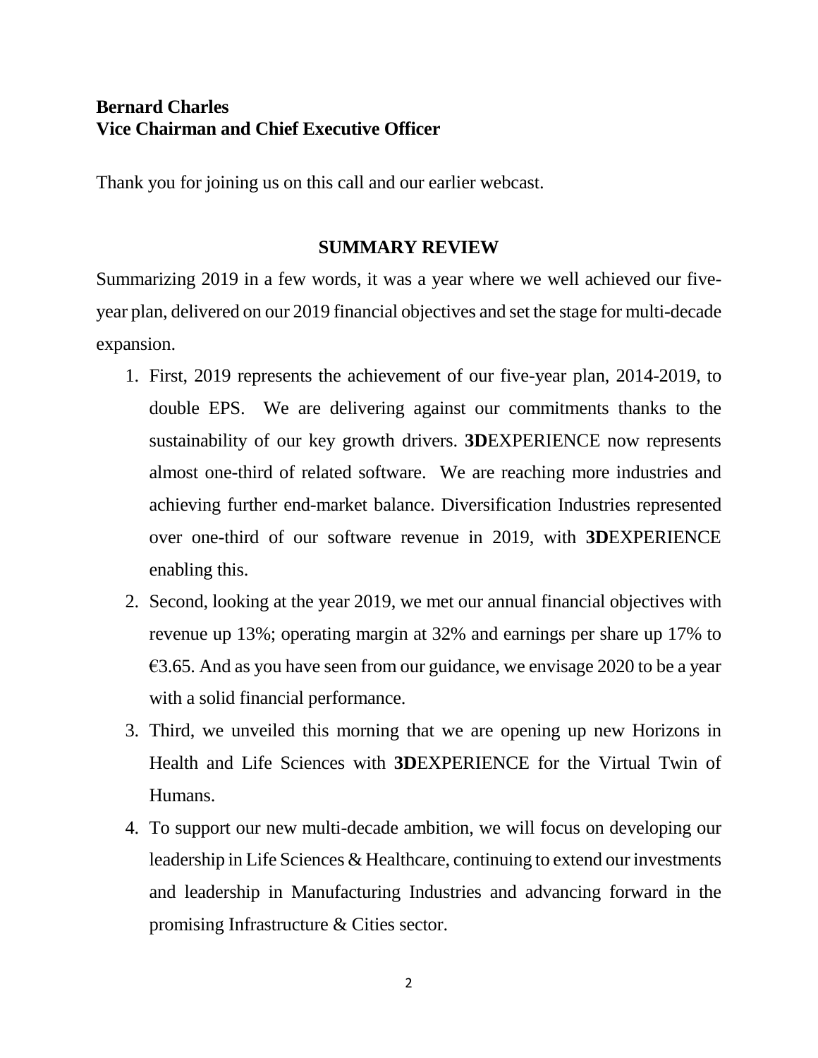**Bernard Charles**
**Vice Chairman and Chief Executive Officer**

Thank you for joining us on this call and our earlier webcast.

## SUMMARY REVIEW

Summarizing 2019 in a few words, it was a year where we well achieved our five-year plan, delivered on our 2019 financial objectives and set the stage for multi-decade expansion.

1. First, 2019 represents the achievement of our five-year plan, 2014-2019, to double EPS. We are delivering against our commitments thanks to the sustainability of our key growth drivers. **3D**EXPERIENCE now represents almost one-third of related software. We are reaching more industries and achieving further end-market balance. Diversification Industries represented over one-third of our software revenue in 2019, with **3D**EXPERIENCE enabling this.
2. Second, looking at the year 2019, we met our annual financial objectives with revenue up 13%; operating margin at 32% and earnings per share up 17% to €3.65. And as you have seen from our guidance, we envisage 2020 to be a year with a solid financial performance.
3. Third, we unveiled this morning that we are opening up new Horizons in Health and Life Sciences with **3D**EXPERIENCE for the Virtual Twin of Humans.
4. To support our new multi-decade ambition, we will focus on developing our leadership in Life Sciences & Healthcare, continuing to extend our investments and leadership in Manufacturing Industries and advancing forward in the promising Infrastructure & Cities sector.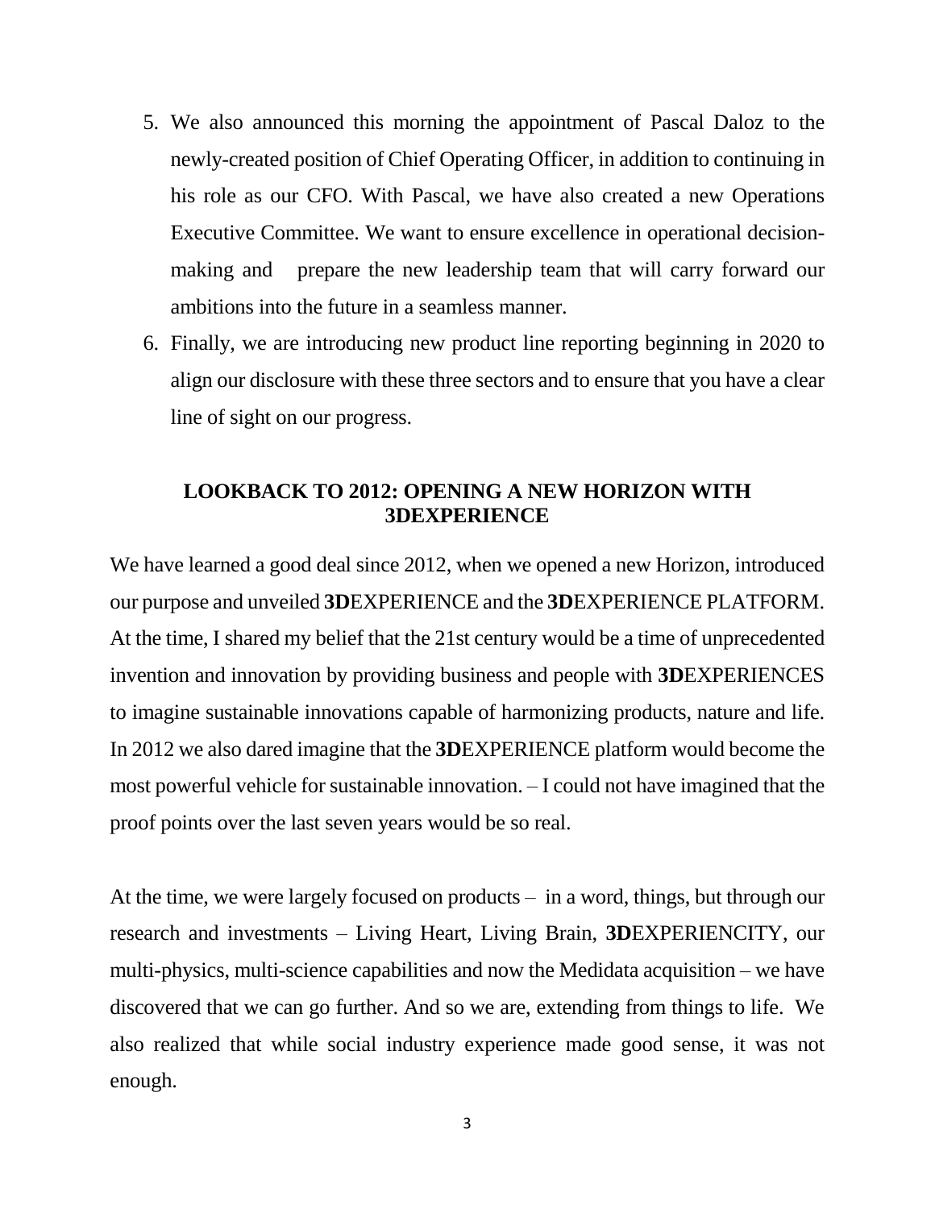5. We also announced this morning the appointment of Pascal Daloz to the newly-created position of Chief Operating Officer, in addition to continuing in his role as our CFO. With Pascal, we have also created a new Operations Executive Committee. We want to ensure excellence in operational decision-making and prepare the new leadership team that will carry forward our ambitions into the future in a seamless manner.
6. Finally, we are introducing new product line reporting beginning in 2020 to align our disclosure with these three sectors and to ensure that you have a clear line of sight on our progress.

## LOOKBACK TO 2012: OPENING A NEW HORIZON WITH 3DEXPERIENCE

We have learned a good deal since 2012, when we opened a new Horizon, introduced our purpose and unveiled **3D**EXPERIENCE and the **3D**EXPERIENCE PLATFORM. At the time, I shared my belief that the 21st century would be a time of unprecedented invention and innovation by providing business and people with **3D**EXPERIENCES to imagine sustainable innovations capable of harmonizing products, nature and life. In 2012 we also dared imagine that the **3D**EXPERIENCE platform would become the most powerful vehicle for sustainable innovation. – I could not have imagined that the proof points over the last seven years would be so real.

At the time, we were largely focused on products – in a word, things, but through our research and investments – Living Heart, Living Brain, **3D**EXPERIENCITY, our multi-physics, multi-science capabilities and now the Medidata acquisition – we have discovered that we can go further. And so we are, extending from things to life. We also realized that while social industry experience made good sense, it was not enough.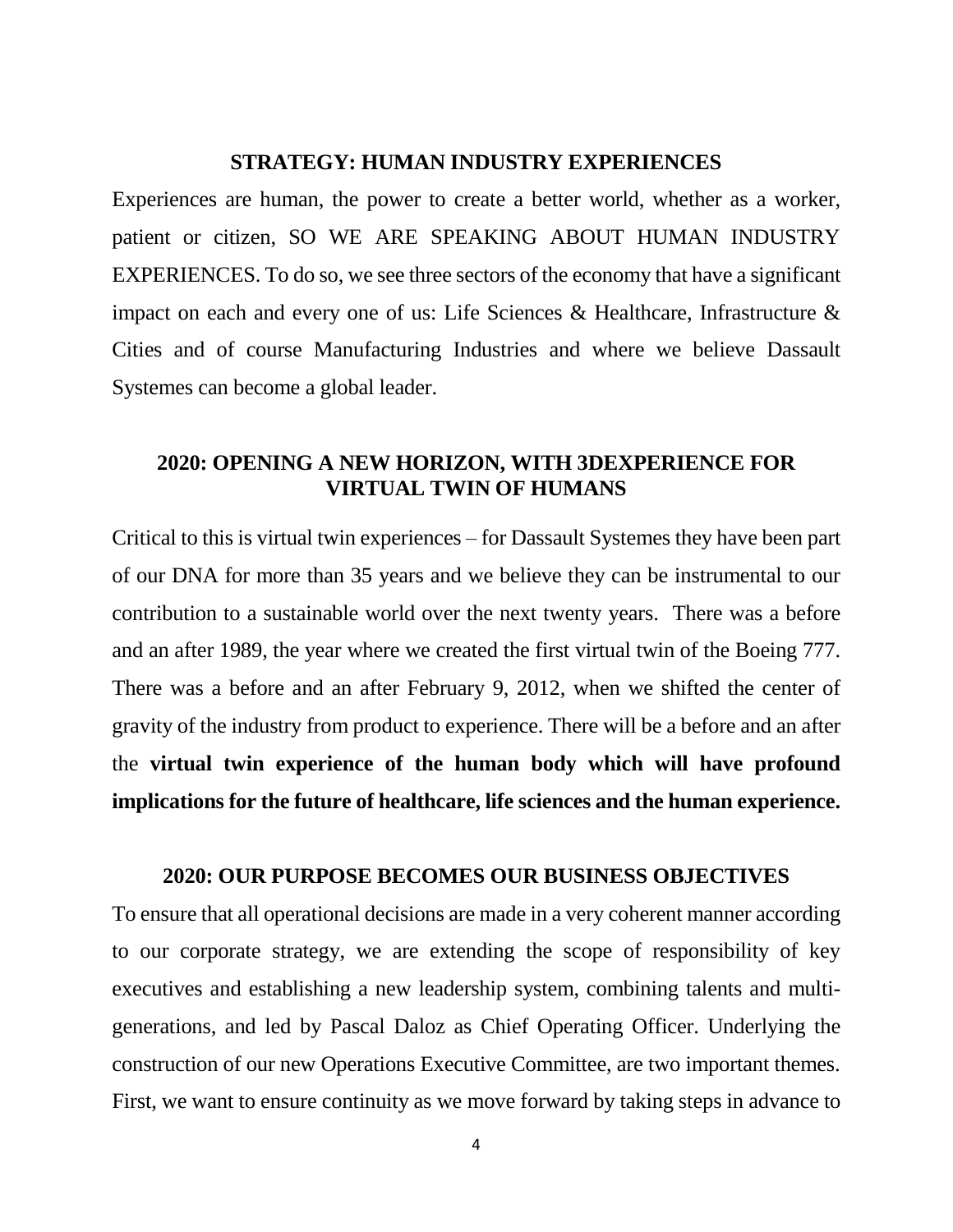## STRATEGY: HUMAN INDUSTRY EXPERIENCES

Experiences are human, the power to create a better world, whether as a worker, patient or citizen, SO WE ARE SPEAKING ABOUT HUMAN INDUSTRY EXPERIENCES. To do so, we see three sectors of the economy that have a significant impact on each and every one of us: Life Sciences & Healthcare, Infrastructure & Cities and of course Manufacturing Industries and where we believe Dassault Systemes can become a global leader.

## 2020: OPENING A NEW HORIZON, WITH 3DEXPERIENCE FOR VIRTUAL TWIN OF HUMANS

Critical to this is virtual twin experiences – for Dassault Systemes they have been part of our DNA for more than 35 years and we believe they can be instrumental to our contribution to a sustainable world over the next twenty years. There was a before and an after 1989, the year where we created the first virtual twin of the Boeing 777. There was a before and an after February 9, 2012, when we shifted the center of gravity of the industry from product to experience. There will be a before and an after the **virtual twin experience of the human body which will have profound implications for the future of healthcare, life sciences and the human experience.**

## 2020: OUR PURPOSE BECOMES OUR BUSINESS OBJECTIVES

To ensure that all operational decisions are made in a very coherent manner according to our corporate strategy, we are extending the scope of responsibility of key executives and establishing a new leadership system, combining talents and multi-generations, and led by Pascal Daloz as Chief Operating Officer. Underlying the construction of our new Operations Executive Committee, are two important themes. First, we want to ensure continuity as we move forward by taking steps in advance to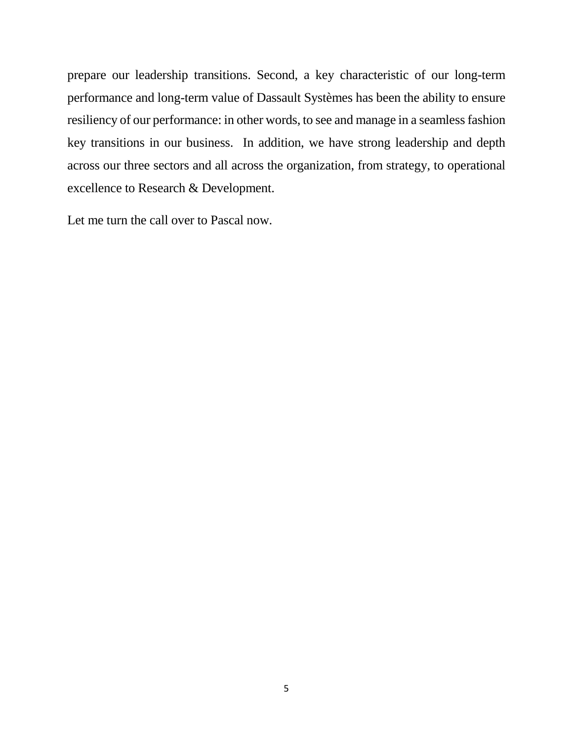prepare our leadership transitions. Second, a key characteristic of our long-term performance and long-term value of Dassault Systèmes has been the ability to ensure resiliency of our performance: in other words, to see and manage in a seamless fashion key transitions in our business. In addition, we have strong leadership and depth across our three sectors and all across the organization, from strategy, to operational excellence to Research & Development.

Let me turn the call over to Pascal now.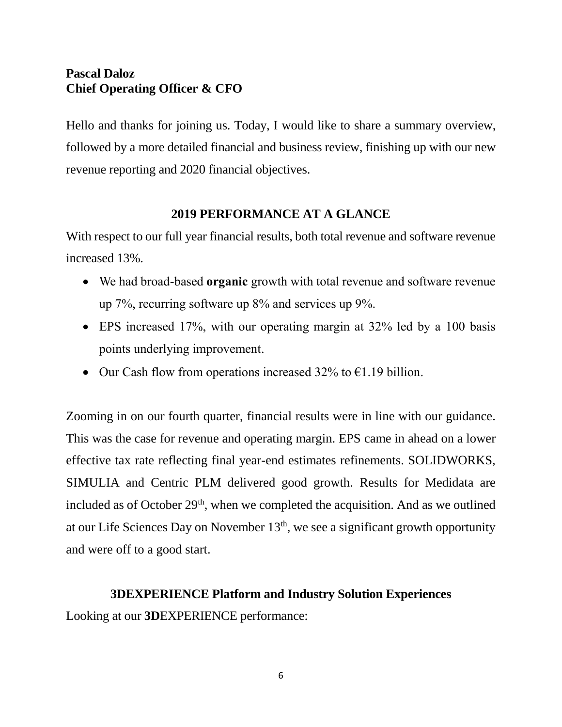**Pascal Daloz**
**Chief Operating Officer & CFO**

Hello and thanks for joining us. Today, I would like to share a summary overview, followed by a more detailed financial and business review, finishing up with our new revenue reporting and 2020 financial objectives.

## 2019 PERFORMANCE AT A GLANCE

With respect to our full year financial results, both total revenue and software revenue increased 13%.

- We had broad-based **organic** growth with total revenue and software revenue up 7%, recurring software up 8% and services up 9%.
- EPS increased 17%, with our operating margin at 32% led by a 100 basis points underlying improvement.
- Our Cash flow from operations increased 32% to €1.19 billion.

Zooming in on our fourth quarter, financial results were in line with our guidance. This was the case for revenue and operating margin. EPS came in ahead on a lower effective tax rate reflecting final year-end estimates refinements. SOLIDWORKS, SIMULIA and Centric PLM delivered good growth. Results for Medidata are included as of October 29th, when we completed the acquisition. And as we outlined at our Life Sciences Day on November 13th, we see a significant growth opportunity and were off to a good start.

## 3DEXPERIENCE Platform and Industry Solution Experiences

Looking at our **3D**EXPERIENCE performance: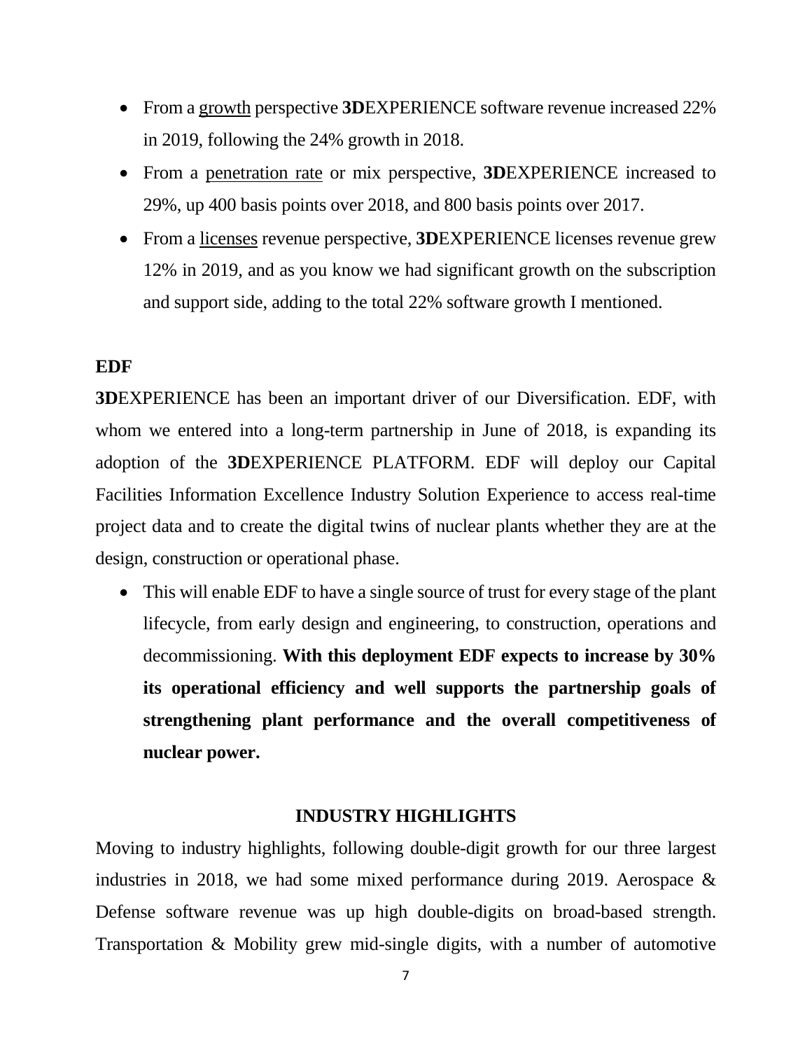- From a growth perspective **3D**EXPERIENCE software revenue increased 22% in 2019, following the 24% growth in 2018.
- From a penetration rate or mix perspective, **3D**EXPERIENCE increased to 29%, up 400 basis points over 2018, and 800 basis points over 2017.
- From a licenses revenue perspective, **3D**EXPERIENCE licenses revenue grew 12% in 2019, and as you know we had significant growth on the subscription and support side, adding to the total 22% software growth I mentioned.

**EDF**

**3D**EXPERIENCE has been an important driver of our Diversification. EDF, with whom we entered into a long-term partnership in June of 2018, is expanding its adoption of the **3D**EXPERIENCE PLATFORM. EDF will deploy our Capital Facilities Information Excellence Industry Solution Experience to access real-time project data and to create the digital twins of nuclear plants whether they are at the design, construction or operational phase.

- This will enable EDF to have a single source of trust for every stage of the plant lifecycle, from early design and engineering, to construction, operations and decommissioning. **With this deployment EDF expects to increase by 30% its operational efficiency and well supports the partnership goals of strengthening plant performance and the overall competitiveness of nuclear power.**

## INDUSTRY HIGHLIGHTS

Moving to industry highlights, following double-digit growth for our three largest industries in 2018, we had some mixed performance during 2019. Aerospace & Defense software revenue was up high double-digits on broad-based strength. Transportation & Mobility grew mid-single digits, with a number of automotive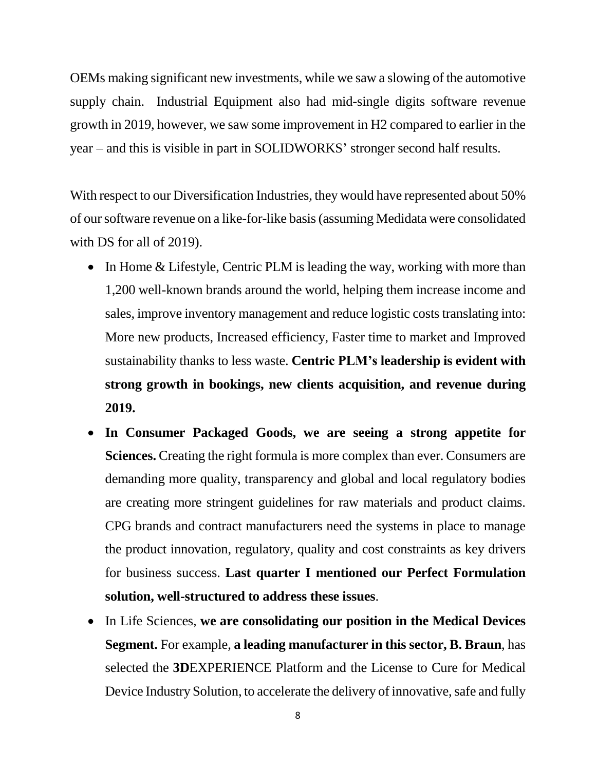OEMs making significant new investments, while we saw a slowing of the automotive supply chain. Industrial Equipment also had mid-single digits software revenue growth in 2019, however, we saw some improvement in H2 compared to earlier in the year – and this is visible in part in SOLIDWORKS' stronger second half results.

With respect to our Diversification Industries, they would have represented about 50% of our software revenue on a like-for-like basis (assuming Medidata were consolidated with DS for all of 2019).

- In Home & Lifestyle, Centric PLM is leading the way, working with more than 1,200 well-known brands around the world, helping them increase income and sales, improve inventory management and reduce logistic costs translating into: More new products, Increased efficiency, Faster time to market and Improved sustainability thanks to less waste. **Centric PLM's leadership is evident with strong growth in bookings, new clients acquisition, and revenue during 2019.**
- **In Consumer Packaged Goods, we are seeing a strong appetite for Sciences.** Creating the right formula is more complex than ever. Consumers are demanding more quality, transparency and global and local regulatory bodies are creating more stringent guidelines for raw materials and product claims. CPG brands and contract manufacturers need the systems in place to manage the product innovation, regulatory, quality and cost constraints as key drivers for business success. **Last quarter I mentioned our Perfect Formulation solution, well-structured to address these issues**.
- In Life Sciences, **we are consolidating our position in the Medical Devices Segment.** For example, **a leading manufacturer in this sector, B. Braun**, has selected the **3D**EXPERIENCE Platform and the License to Cure for Medical Device Industry Solution, to accelerate the delivery of innovative, safe and fully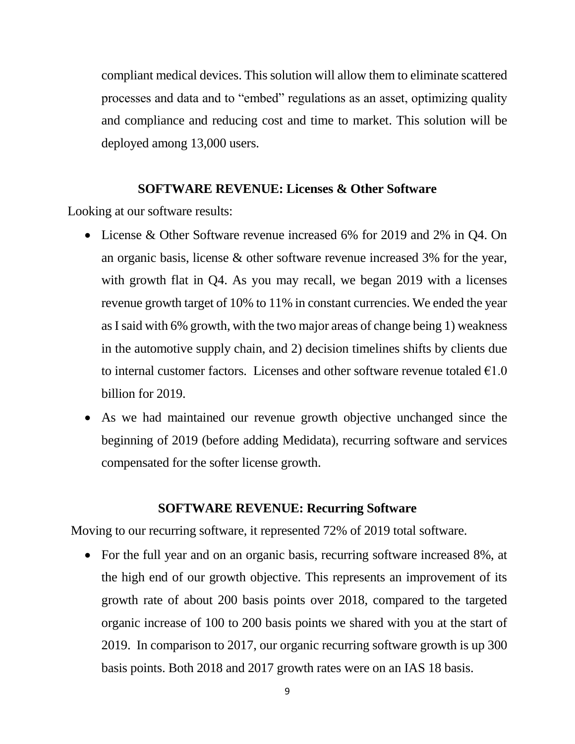compliant medical devices. This solution will allow them to eliminate scattered processes and data and to "embed" regulations as an asset, optimizing quality and compliance and reducing cost and time to market. This solution will be deployed among 13,000 users.

## SOFTWARE REVENUE: Licenses & Other Software

Looking at our software results:

- License & Other Software revenue increased 6% for 2019 and 2% in Q4. On an organic basis, license & other software revenue increased 3% for the year, with growth flat in Q4. As you may recall, we began 2019 with a licenses revenue growth target of 10% to 11% in constant currencies. We ended the year as I said with 6% growth, with the two major areas of change being 1) weakness in the automotive supply chain, and 2) decision timelines shifts by clients due to internal customer factors. Licenses and other software revenue totaled €1.0 billion for 2019.
- As we had maintained our revenue growth objective unchanged since the beginning of 2019 (before adding Medidata), recurring software and services compensated for the softer license growth.

## SOFTWARE REVENUE: Recurring Software

Moving to our recurring software, it represented 72% of 2019 total software.

- For the full year and on an organic basis, recurring software increased 8%, at the high end of our growth objective. This represents an improvement of its growth rate of about 200 basis points over 2018, compared to the targeted organic increase of 100 to 200 basis points we shared with you at the start of 2019. In comparison to 2017, our organic recurring software growth is up 300 basis points. Both 2018 and 2017 growth rates were on an IAS 18 basis.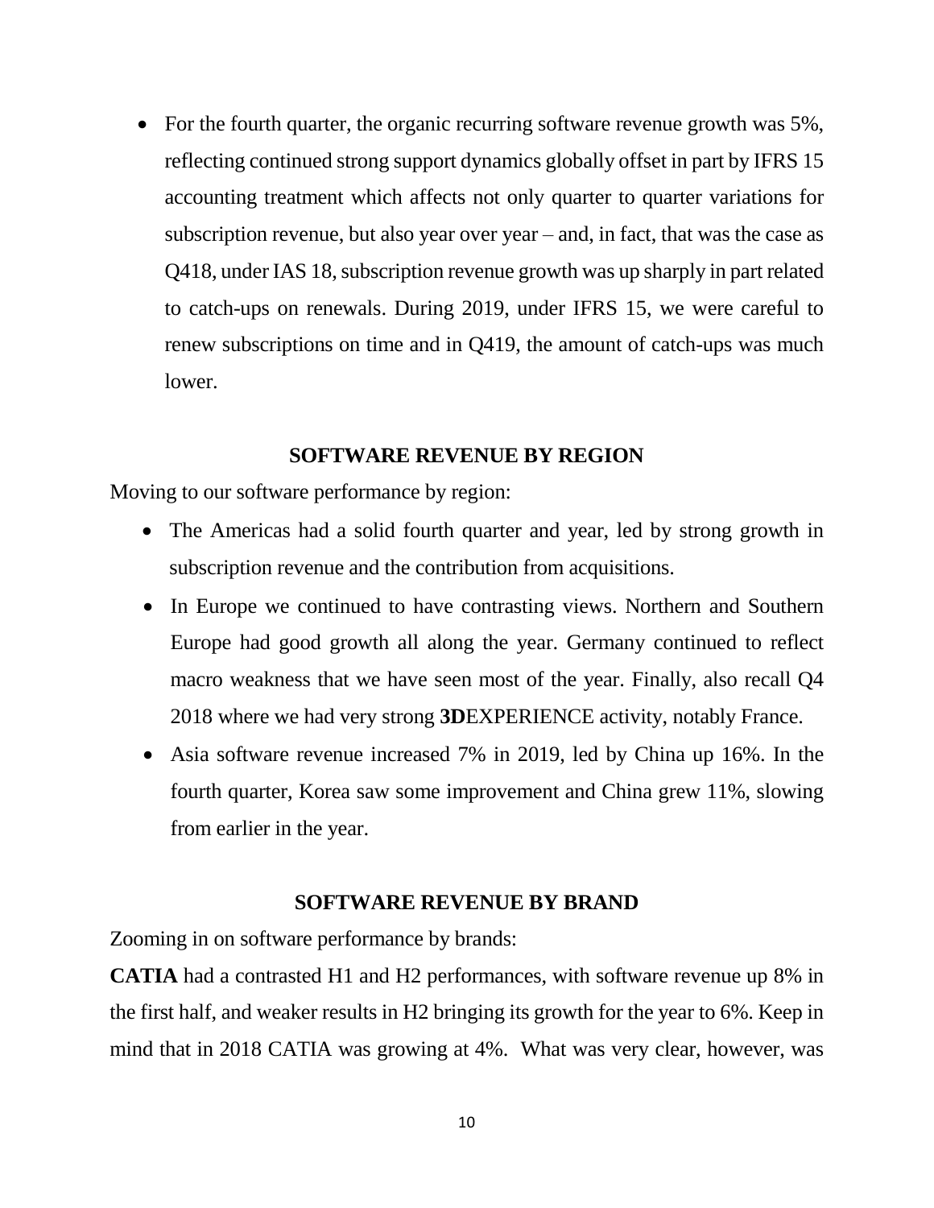- For the fourth quarter, the organic recurring software revenue growth was 5%, reflecting continued strong support dynamics globally offset in part by IFRS 15 accounting treatment which affects not only quarter to quarter variations for subscription revenue, but also year over year – and, in fact, that was the case as Q418, under IAS 18, subscription revenue growth was up sharply in part related to catch-ups on renewals. During 2019, under IFRS 15, we were careful to renew subscriptions on time and in Q419, the amount of catch-ups was much lower.

## SOFTWARE REVENUE BY REGION

Moving to our software performance by region:

- The Americas had a solid fourth quarter and year, led by strong growth in subscription revenue and the contribution from acquisitions.
- In Europe we continued to have contrasting views. Northern and Southern Europe had good growth all along the year. Germany continued to reflect macro weakness that we have seen most of the year. Finally, also recall Q4 2018 where we had very strong **3D**EXPERIENCE activity, notably France.
- Asia software revenue increased 7% in 2019, led by China up 16%. In the fourth quarter, Korea saw some improvement and China grew 11%, slowing from earlier in the year.

## SOFTWARE REVENUE BY BRAND

Zooming in on software performance by brands:

**CATIA** had a contrasted H1 and H2 performances, with software revenue up 8% in the first half, and weaker results in H2 bringing its growth for the year to 6%. Keep in mind that in 2018 CATIA was growing at 4%. What was very clear, however, was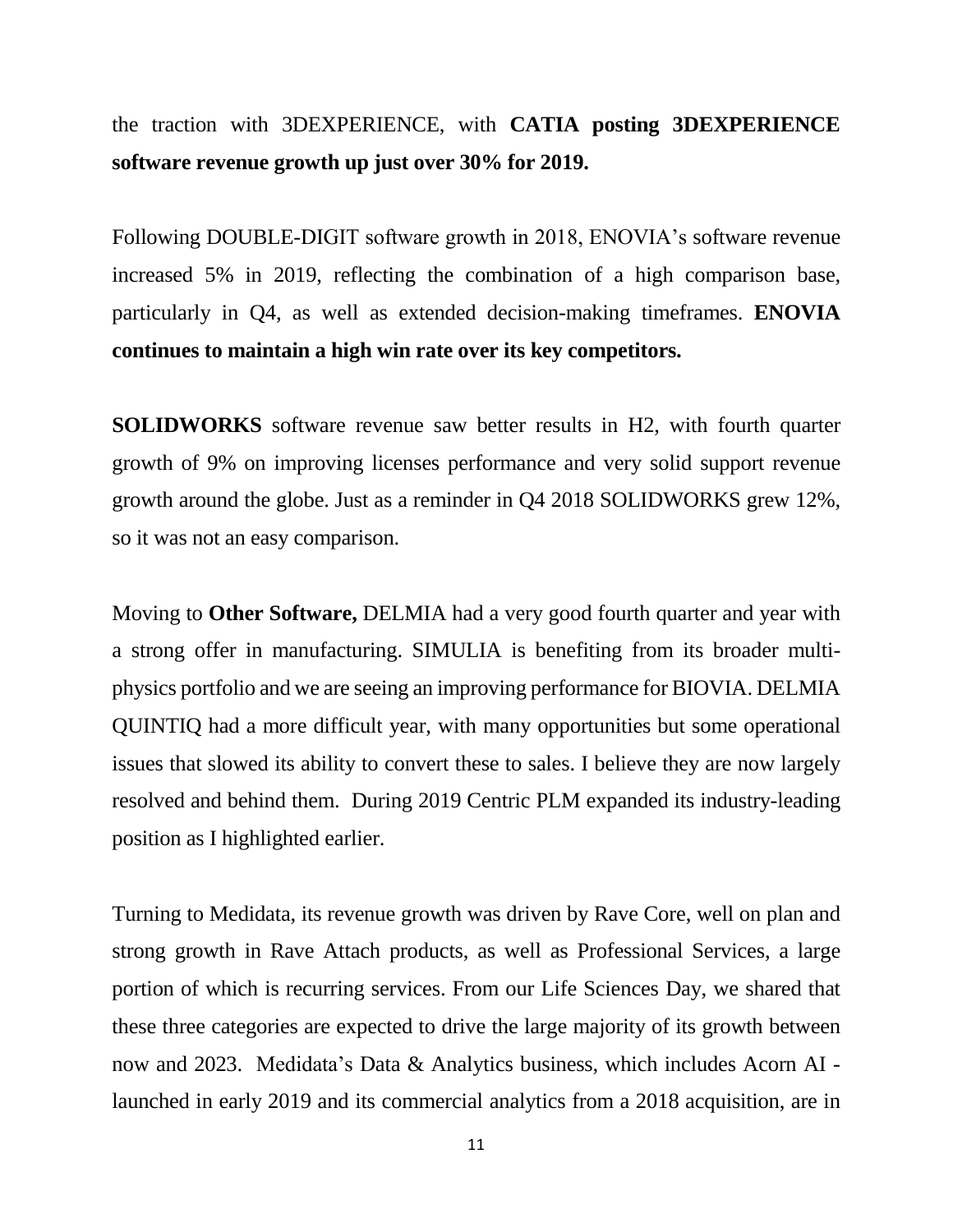the traction with 3DEXPERIENCE, with **CATIA posting 3DEXPERIENCE software revenue growth up just over 30% for 2019.**

Following DOUBLE-DIGIT software growth in 2018, ENOVIA's software revenue increased 5% in 2019, reflecting the combination of a high comparison base, particularly in Q4, as well as extended decision-making timeframes. **ENOVIA continues to maintain a high win rate over its key competitors.**

**SOLIDWORKS** software revenue saw better results in H2, with fourth quarter growth of 9% on improving licenses performance and very solid support revenue growth around the globe. Just as a reminder in Q4 2018 SOLIDWORKS grew 12%, so it was not an easy comparison.

Moving to **Other Software,** DELMIA had a very good fourth quarter and year with a strong offer in manufacturing. SIMULIA is benefiting from its broader multi-physics portfolio and we are seeing an improving performance for BIOVIA. DELMIA QUINTIQ had a more difficult year, with many opportunities but some operational issues that slowed its ability to convert these to sales. I believe they are now largely resolved and behind them. During 2019 Centric PLM expanded its industry-leading position as I highlighted earlier.

Turning to Medidata, its revenue growth was driven by Rave Core, well on plan and strong growth in Rave Attach products, as well as Professional Services, a large portion of which is recurring services. From our Life Sciences Day, we shared that these three categories are expected to drive the large majority of its growth between now and 2023. Medidata's Data & Analytics business, which includes Acorn AI - launched in early 2019 and its commercial analytics from a 2018 acquisition, are in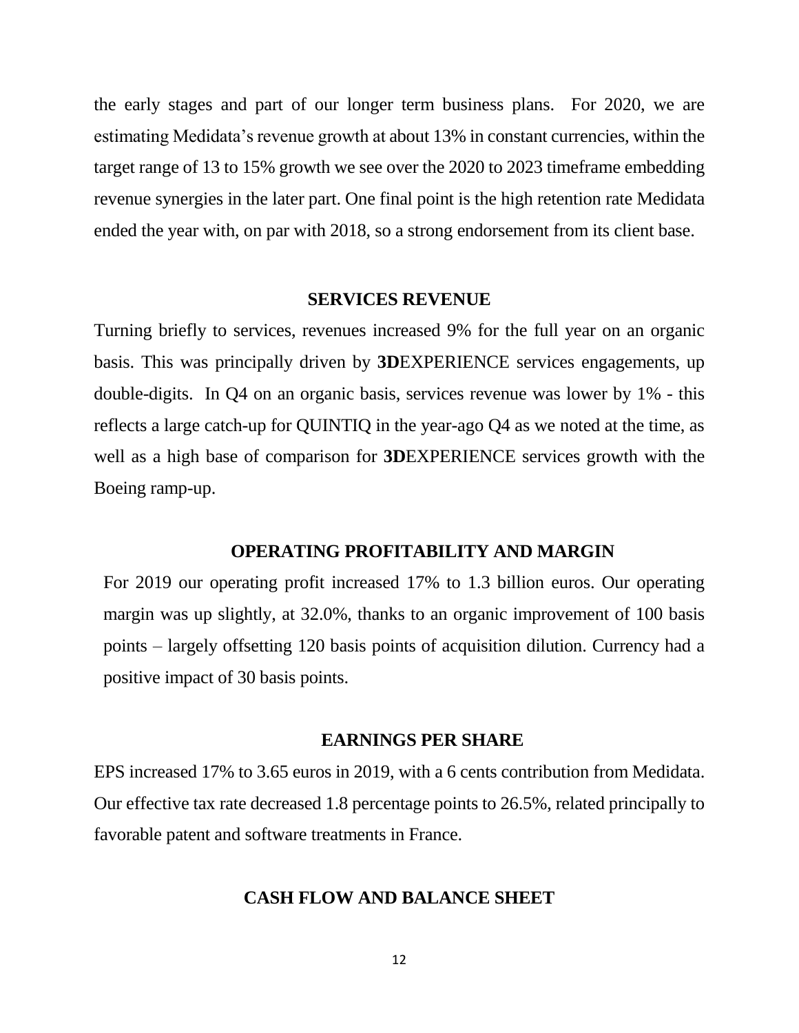the early stages and part of our longer term business plans. For 2020, we are estimating Medidata's revenue growth at about 13% in constant currencies, within the target range of 13 to 15% growth we see over the 2020 to 2023 timeframe embedding revenue synergies in the later part. One final point is the high retention rate Medidata ended the year with, on par with 2018, so a strong endorsement from its client base.

## SERVICES REVENUE

Turning briefly to services, revenues increased 9% for the full year on an organic basis. This was principally driven by **3D**EXPERIENCE services engagements, up double-digits. In Q4 on an organic basis, services revenue was lower by 1% - this reflects a large catch-up for QUINTIQ in the year-ago Q4 as we noted at the time, as well as a high base of comparison for **3D**EXPERIENCE services growth with the Boeing ramp-up.

## OPERATING PROFITABILITY AND MARGIN

For 2019 our operating profit increased 17% to 1.3 billion euros. Our operating margin was up slightly, at 32.0%, thanks to an organic improvement of 100 basis points – largely offsetting 120 basis points of acquisition dilution. Currency had a positive impact of 30 basis points.

## EARNINGS PER SHARE

EPS increased 17% to 3.65 euros in 2019, with a 6 cents contribution from Medidata. Our effective tax rate decreased 1.8 percentage points to 26.5%, related principally to favorable patent and software treatments in France.

## CASH FLOW AND BALANCE SHEET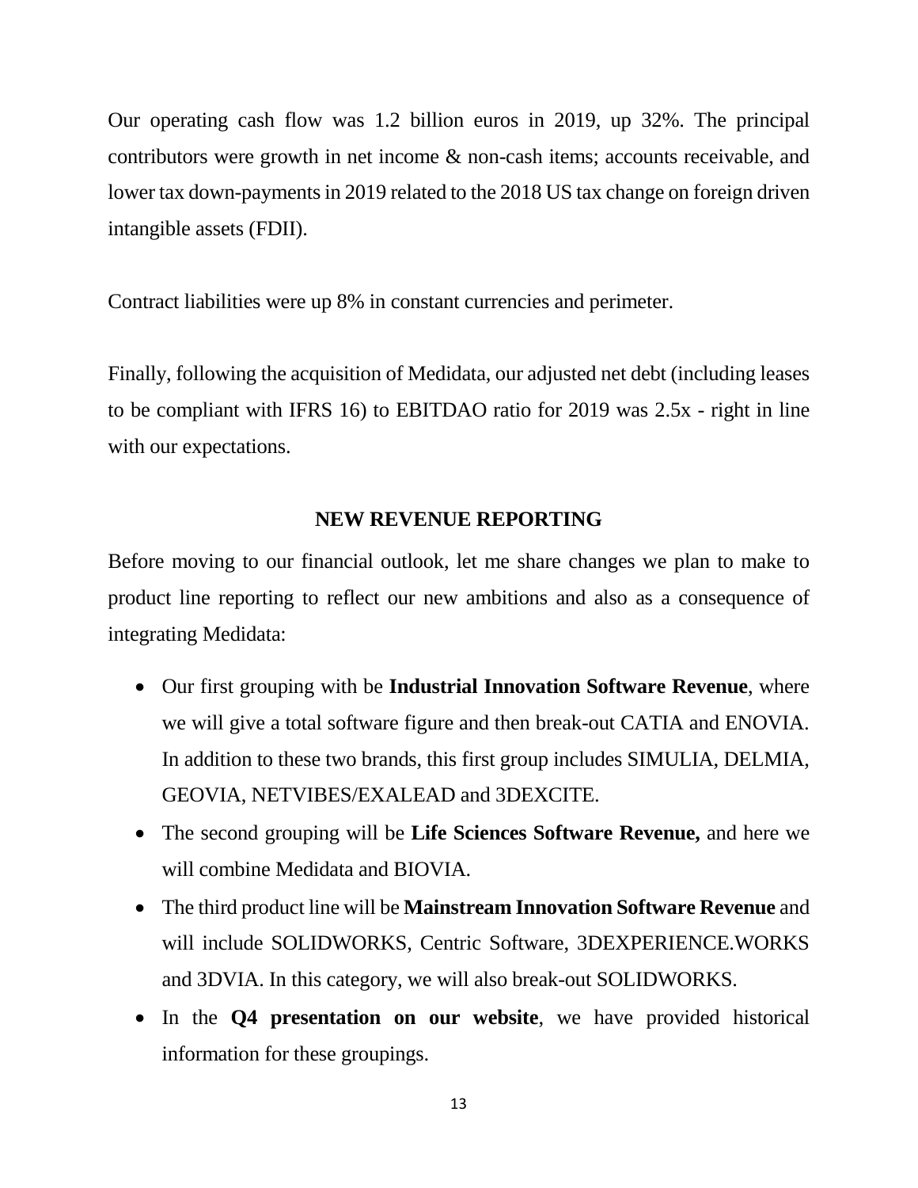Our operating cash flow was 1.2 billion euros in 2019, up 32%. The principal contributors were growth in net income & non-cash items; accounts receivable, and lower tax down-payments in 2019 related to the 2018 US tax change on foreign driven intangible assets (FDII).

Contract liabilities were up 8% in constant currencies and perimeter.

Finally, following the acquisition of Medidata, our adjusted net debt (including leases to be compliant with IFRS 16) to EBITDAO ratio for 2019 was 2.5x - right in line with our expectations.

## NEW REVENUE REPORTING

Before moving to our financial outlook, let me share changes we plan to make to product line reporting to reflect our new ambitions and also as a consequence of integrating Medidata:

- Our first grouping with be **Industrial Innovation Software Revenue**, where we will give a total software figure and then break-out CATIA and ENOVIA. In addition to these two brands, this first group includes SIMULIA, DELMIA, GEOVIA, NETVIBES/EXALEAD and 3DEXCITE.
- The second grouping will be **Life Sciences Software Revenue,** and here we will combine Medidata and BIOVIA.
- The third product line will be **Mainstream Innovation Software Revenue** and will include SOLIDWORKS, Centric Software, 3DEXPERIENCE.WORKS and 3DVIA. In this category, we will also break-out SOLIDWORKS.
- In the **Q4 presentation on our website**, we have provided historical information for these groupings.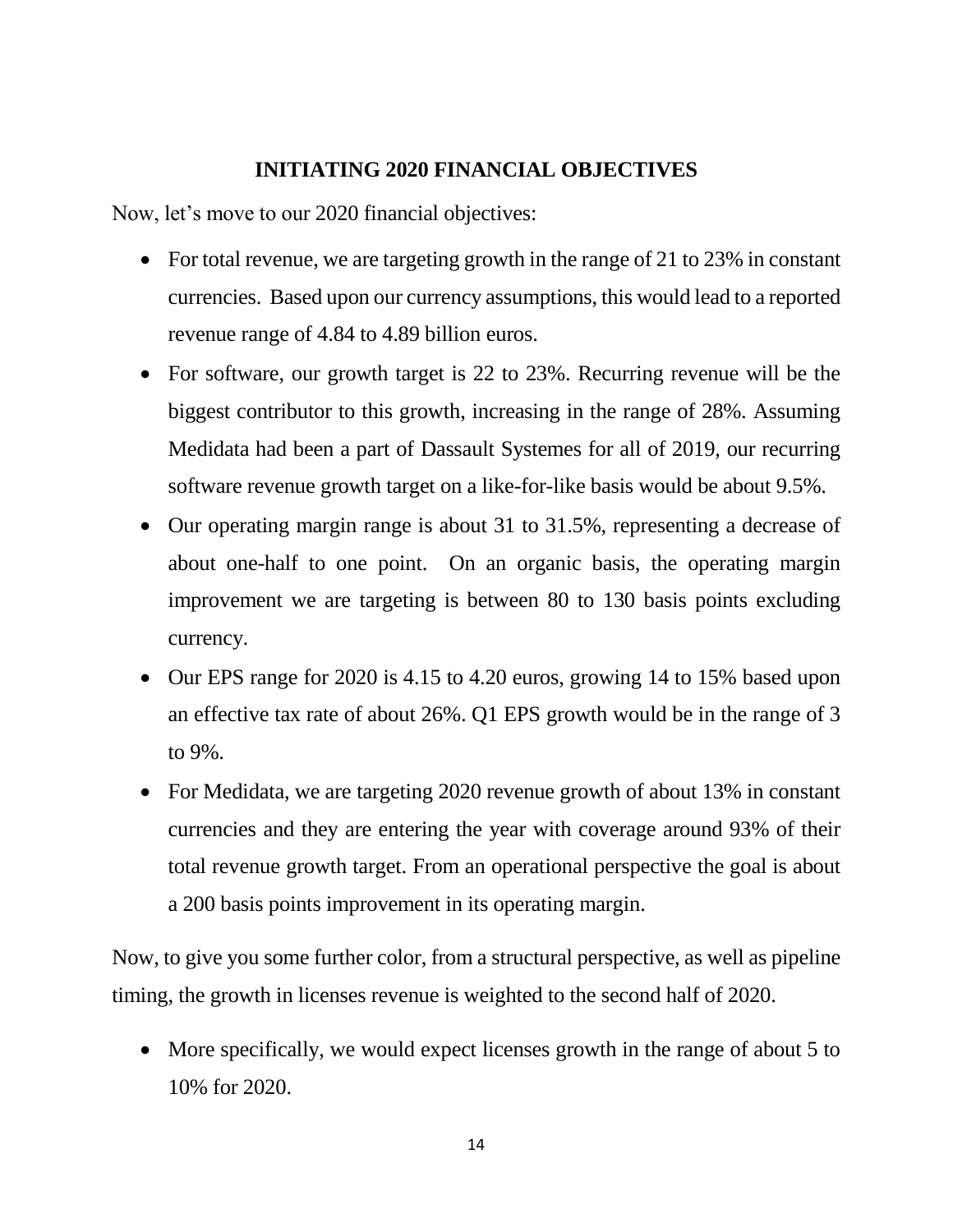## INITIATING 2020 FINANCIAL OBJECTIVES

Now, let's move to our 2020 financial objectives:

- For total revenue, we are targeting growth in the range of 21 to 23% in constant currencies. Based upon our currency assumptions, this would lead to a reported revenue range of 4.84 to 4.89 billion euros.
- For software, our growth target is 22 to 23%. Recurring revenue will be the biggest contributor to this growth, increasing in the range of 28%. Assuming Medidata had been a part of Dassault Systemes for all of 2019, our recurring software revenue growth target on a like-for-like basis would be about 9.5%.
- Our operating margin range is about 31 to 31.5%, representing a decrease of about one-half to one point. On an organic basis, the operating margin improvement we are targeting is between 80 to 130 basis points excluding currency.
- Our EPS range for 2020 is 4.15 to 4.20 euros, growing 14 to 15% based upon an effective tax rate of about 26%. Q1 EPS growth would be in the range of 3 to 9%.
- For Medidata, we are targeting 2020 revenue growth of about 13% in constant currencies and they are entering the year with coverage around 93% of their total revenue growth target. From an operational perspective the goal is about a 200 basis points improvement in its operating margin.

Now, to give you some further color, from a structural perspective, as well as pipeline timing, the growth in licenses revenue is weighted to the second half of 2020.

- More specifically, we would expect licenses growth in the range of about 5 to 10% for 2020.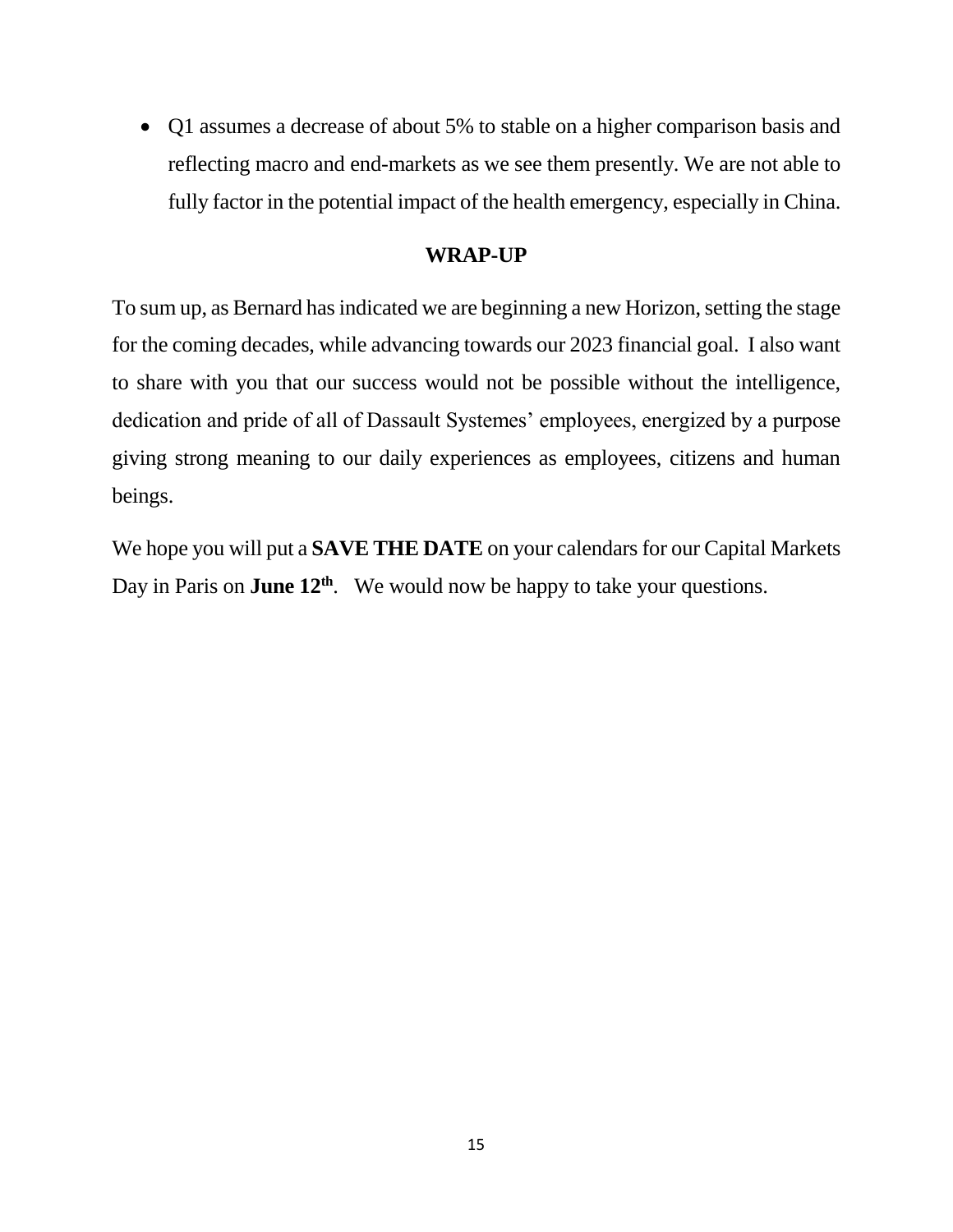- Q1 assumes a decrease of about 5% to stable on a higher comparison basis and reflecting macro and end-markets as we see them presently. We are not able to fully factor in the potential impact of the health emergency, especially in China.

## WRAP-UP

To sum up, as Bernard has indicated we are beginning a new Horizon, setting the stage for the coming decades, while advancing towards our 2023 financial goal. I also want to share with you that our success would not be possible without the intelligence, dedication and pride of all of Dassault Systemes' employees, energized by a purpose giving strong meaning to our daily experiences as employees, citizens and human beings.

We hope you will put a **SAVE THE DATE** on your calendars for our Capital Markets Day in Paris on **June 12th**. We would now be happy to take your questions.